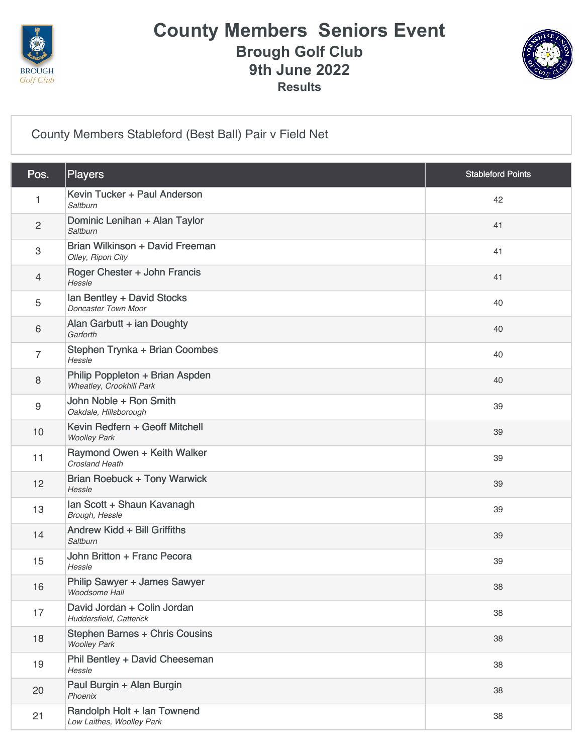# County Members Seniors Event

## Brough Golf Club

## 9th June 2022

### Results

County Members Stableford (Best Ball) Pair v Field Net

| Pos. | Players | Stableford Points |
|---|---|---|
| 1 | Kevin Tucker + Paul Anderson<br>*Saltburn* | 42 |
| 2 | Dominic Lenihan + Alan Taylor<br>*Saltburn* | 41 |
| 3 | Brian Wilkinson + David Freeman<br>*Otley, Ripon City* | 41 |
| 4 | Roger Chester + John Francis<br>*Hessle* | 41 |
| 5 | Ian Bentley + David Stocks<br>*Doncaster Town Moor* | 40 |
| 6 | Alan Garbutt + ian Doughty<br>*Garforth* | 40 |
| 7 | Stephen Trynka + Brian Coombes<br>*Hessle* | 40 |
| 8 | Philip Poppleton + Brian Aspden<br>*Wheatley, Crookhill Park* | 40 |
| 9 | John Noble + Ron Smith<br>*Oakdale, Hillsborough* | 39 |
| 10 | Kevin Redfern + Geoff Mitchell<br>*Woolley Park* | 39 |
| 11 | Raymond Owen + Keith Walker<br>*Crosland Heath* | 39 |
| 12 | Brian Roebuck + Tony Warwick<br>*Hessle* | 39 |
| 13 | Ian Scott + Shaun Kavanagh<br>*Brough, Hessle* | 39 |
| 14 | Andrew Kidd + Bill Griffiths<br>*Saltburn* | 39 |
| 15 | John Britton + Franc Pecora<br>*Hessle* | 39 |
| 16 | Philip Sawyer + James Sawyer<br>*Woodsome Hall* | 38 |
| 17 | David Jordan + Colin Jordan<br>*Huddersfield, Catterick* | 38 |
| 18 | Stephen Barnes + Chris Cousins<br>*Woolley Park* | 38 |
| 19 | Phil Bentley + David Cheeseman<br>*Hessle* | 38 |
| 20 | Paul Burgin + Alan Burgin<br>*Phoenix* | 38 |
| 21 | Randolph Holt + Ian Townend<br>*Low Laithes, Woolley Park* | 38 |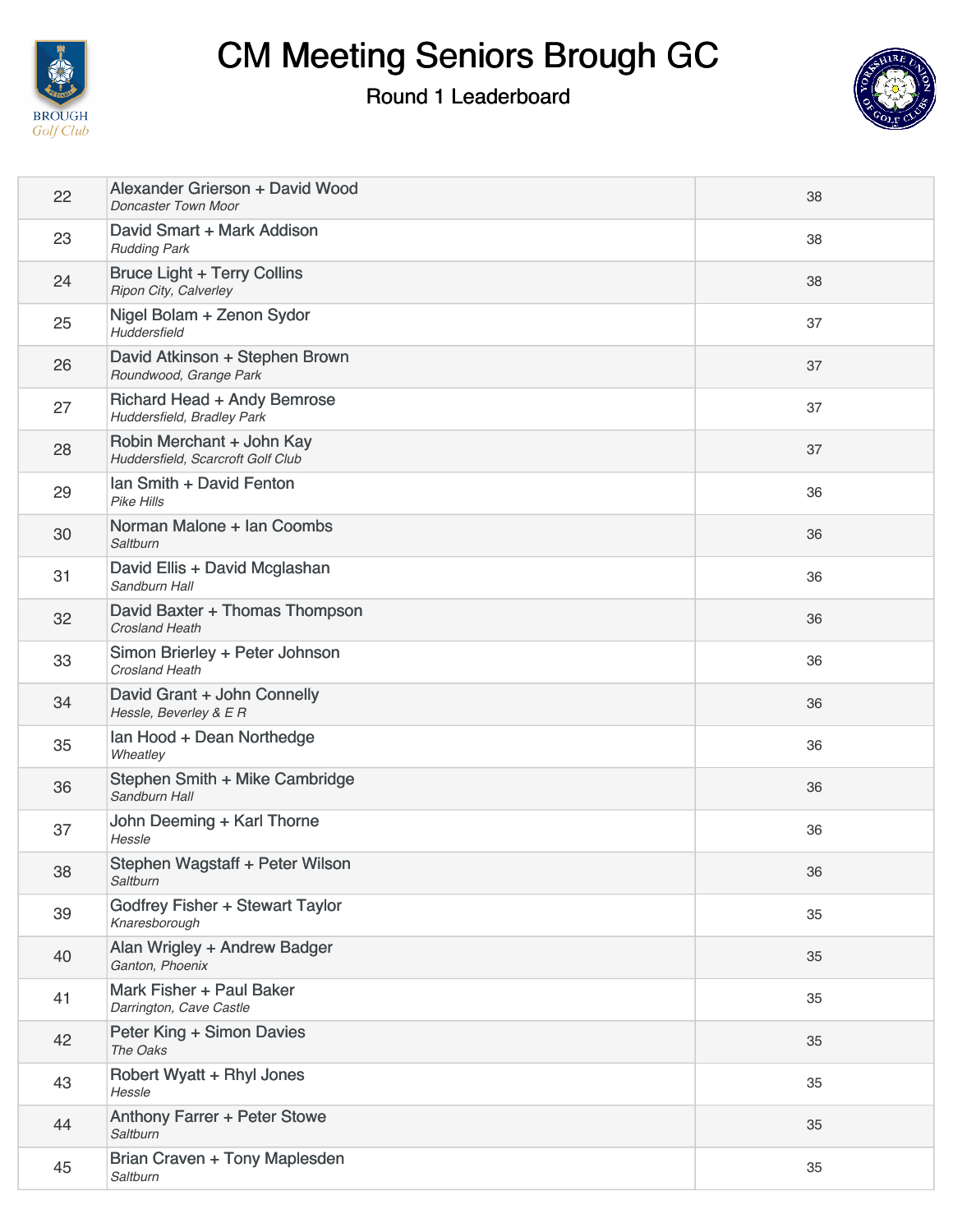# CM Meeting Seniors Brough GC

## Round 1 Leaderboard

| | | |
|---|---|---|
| 22 | Alexander Grierson + David Wood<br>*Doncaster Town Moor* | 38 |
| 23 | David Smart + Mark Addison<br>*Rudding Park* | 38 |
| 24 | Bruce Light + Terry Collins<br>*Ripon City, Calverley* | 38 |
| 25 | Nigel Bolam + Zenon Sydor<br>*Huddersfield* | 37 |
| 26 | David Atkinson + Stephen Brown<br>*Roundwood, Grange Park* | 37 |
| 27 | Richard Head + Andy Bemrose<br>*Huddersfield, Bradley Park* | 37 |
| 28 | Robin Merchant + John Kay<br>*Huddersfield, Scarcroft Golf Club* | 37 |
| 29 | Ian Smith + David Fenton<br>*Pike Hills* | 36 |
| 30 | Norman Malone + Ian Coombs<br>*Saltburn* | 36 |
| 31 | David Ellis + David Mcglashan<br>*Sandburn Hall* | 36 |
| 32 | David Baxter + Thomas Thompson<br>*Crosland Heath* | 36 |
| 33 | Simon Brierley + Peter Johnson<br>*Crosland Heath* | 36 |
| 34 | David Grant + John Connelly<br>*Hessle, Beverley & E R* | 36 |
| 35 | Ian Hood + Dean Northedge<br>*Wheatley* | 36 |
| 36 | Stephen Smith + Mike Cambridge<br>*Sandburn Hall* | 36 |
| 37 | John Deeming + Karl Thorne<br>*Hessle* | 36 |
| 38 | Stephen Wagstaff + Peter Wilson<br>*Saltburn* | 36 |
| 39 | Godfrey Fisher + Stewart Taylor<br>*Knaresborough* | 35 |
| 40 | Alan Wrigley + Andrew Badger<br>*Ganton, Phoenix* | 35 |
| 41 | Mark Fisher + Paul Baker<br>*Darrington, Cave Castle* | 35 |
| 42 | Peter King + Simon Davies<br>*The Oaks* | 35 |
| 43 | Robert Wyatt + Rhyl Jones<br>*Hessle* | 35 |
| 44 | Anthony Farrer + Peter Stowe<br>*Saltburn* | 35 |
| 45 | Brian Craven + Tony Maplesden<br>*Saltburn* | 35 |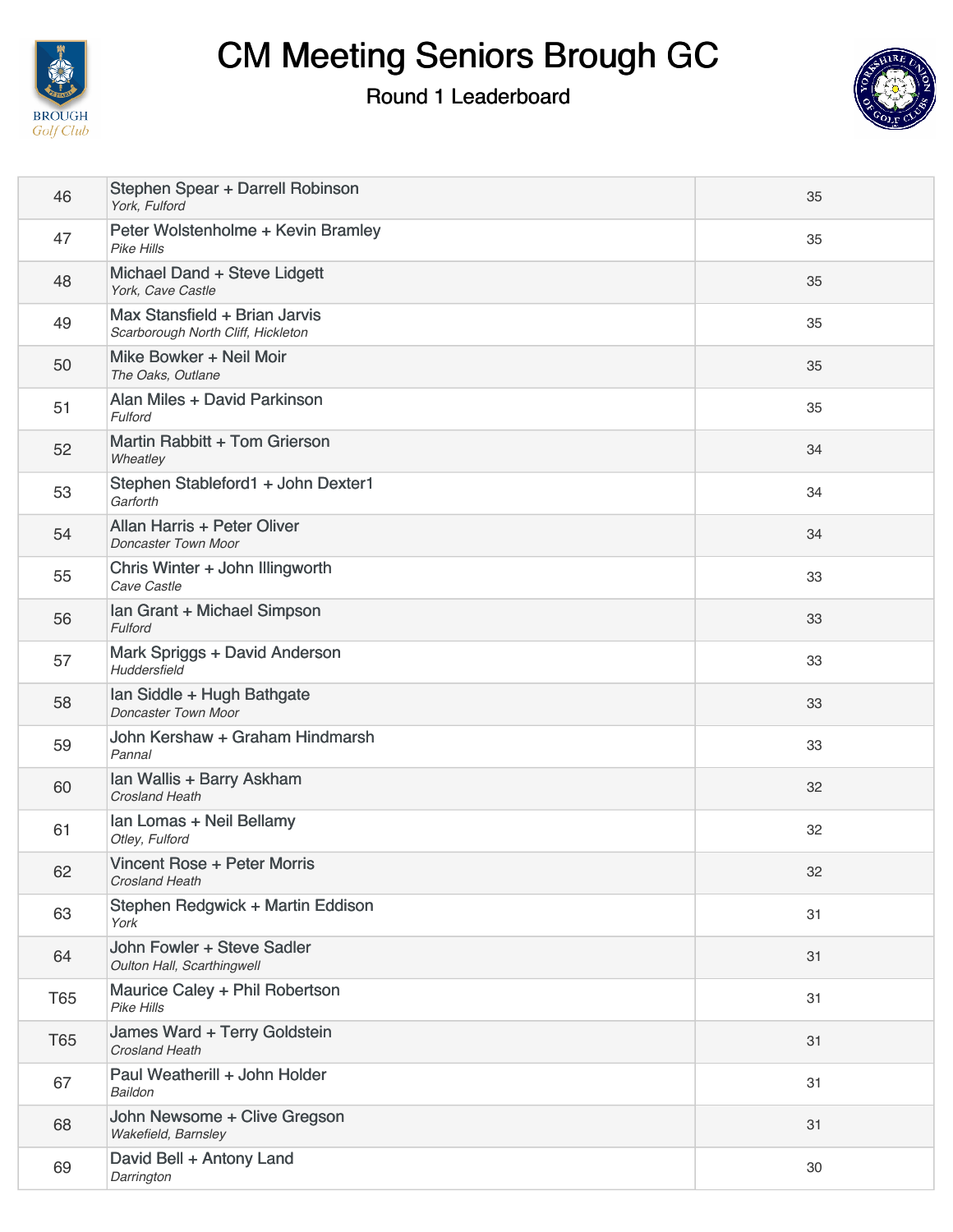# CM Meeting Seniors Brough GC

## Round 1 Leaderboard

| Pos | Players | Score |
|---|---|---|
| 46 | Stephen Spear + Darrell Robinson<br>*York, Fulford* | 35 |
| 47 | Peter Wolstenholme + Kevin Bramley<br>*Pike Hills* | 35 |
| 48 | Michael Dand + Steve Lidgett<br>*York, Cave Castle* | 35 |
| 49 | Max Stansfield + Brian Jarvis<br>*Scarborough North Cliff, Hickleton* | 35 |
| 50 | Mike Bowker + Neil Moir<br>*The Oaks, Outlane* | 35 |
| 51 | Alan Miles + David Parkinson<br>*Fulford* | 35 |
| 52 | Martin Rabbitt + Tom Grierson<br>*Wheatley* | 34 |
| 53 | Stephen Stableford1 + John Dexter1<br>*Garforth* | 34 |
| 54 | Allan Harris + Peter Oliver<br>*Doncaster Town Moor* | 34 |
| 55 | Chris Winter + John Illingworth<br>*Cave Castle* | 33 |
| 56 | Ian Grant + Michael Simpson<br>*Fulford* | 33 |
| 57 | Mark Spriggs + David Anderson<br>*Huddersfield* | 33 |
| 58 | Ian Siddle + Hugh Bathgate<br>*Doncaster Town Moor* | 33 |
| 59 | John Kershaw + Graham Hindmarsh<br>*Pannal* | 33 |
| 60 | Ian Wallis + Barry Askham<br>*Crosland Heath* | 32 |
| 61 | Ian Lomas + Neil Bellamy<br>*Otley, Fulford* | 32 |
| 62 | Vincent Rose + Peter Morris<br>*Crosland Heath* | 32 |
| 63 | Stephen Redgwick + Martin Eddison<br>*York* | 31 |
| 64 | John Fowler + Steve Sadler<br>*Oulton Hall, Scarthingwell* | 31 |
| T65 | Maurice Caley + Phil Robertson<br>*Pike Hills* | 31 |
| T65 | James Ward + Terry Goldstein<br>*Crosland Heath* | 31 |
| 67 | Paul Weatherill + John Holder<br>*Baildon* | 31 |
| 68 | John Newsome + Clive Gregson<br>*Wakefield, Barnsley* | 31 |
| 69 | David Bell + Antony Land<br>*Darrington* | 30 |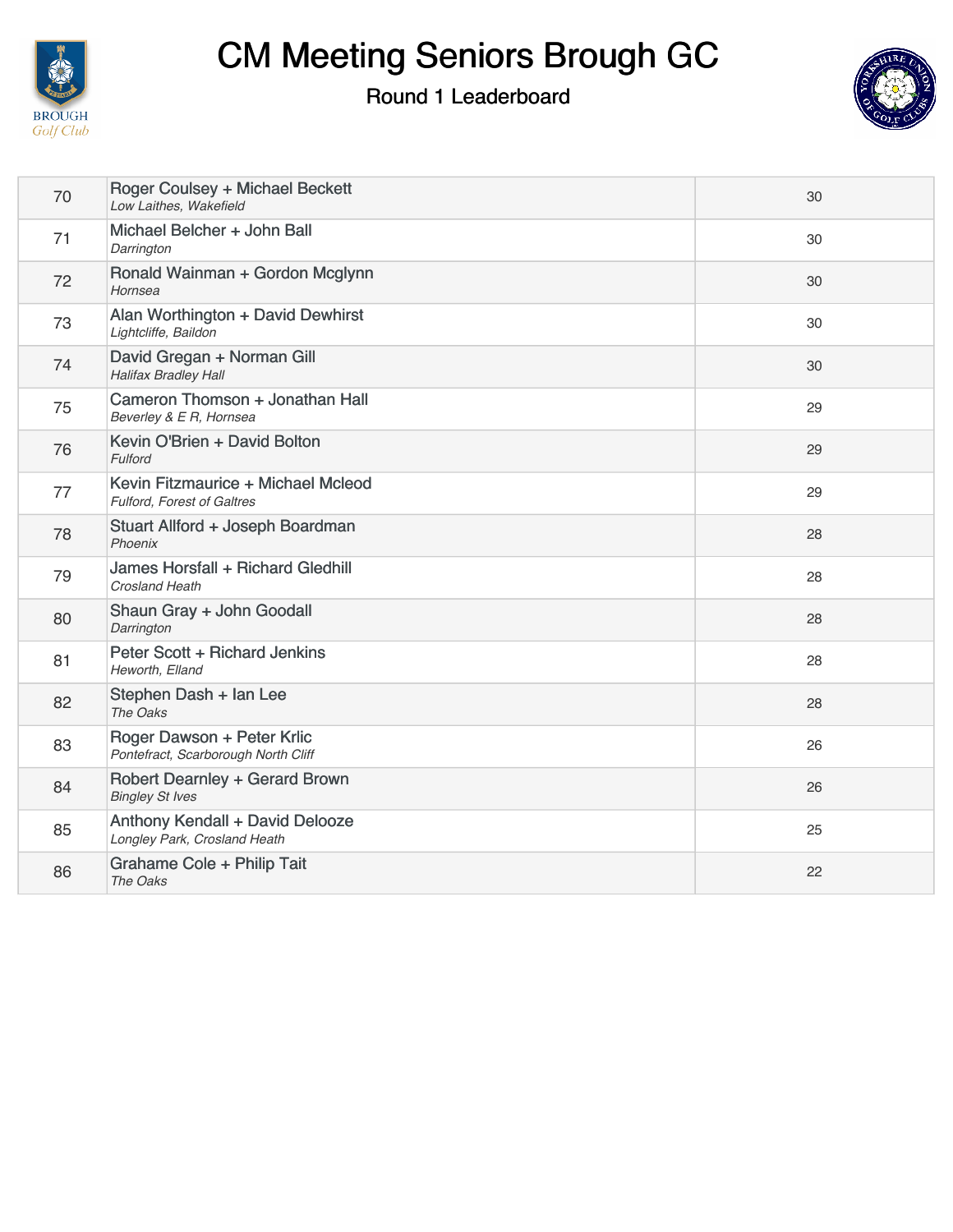# CM Meeting Seniors Brough GC

## Round 1 Leaderboard

| | | |
|---|---|---|
| 70 | Roger Coulsey + Michael Beckett<br>*Low Laithes, Wakefield* | 30 |
| 71 | Michael Belcher + John Ball<br>*Darrington* | 30 |
| 72 | Ronald Wainman + Gordon Mcglynn<br>*Hornsea* | 30 |
| 73 | Alan Worthington + David Dewhirst<br>*Lightcliffe, Baildon* | 30 |
| 74 | David Gregan + Norman Gill<br>*Halifax Bradley Hall* | 30 |
| 75 | Cameron Thomson + Jonathan Hall<br>*Beverley & E R, Hornsea* | 29 |
| 76 | Kevin O'Brien + David Bolton<br>*Fulford* | 29 |
| 77 | Kevin Fitzmaurice + Michael Mcleod<br>*Fulford, Forest of Galtres* | 29 |
| 78 | Stuart Allford + Joseph Boardman<br>*Phoenix* | 28 |
| 79 | James Horsfall + Richard Gledhill<br>*Crosland Heath* | 28 |
| 80 | Shaun Gray + John Goodall<br>*Darrington* | 28 |
| 81 | Peter Scott + Richard Jenkins<br>*Heworth, Elland* | 28 |
| 82 | Stephen Dash + Ian Lee<br>*The Oaks* | 28 |
| 83 | Roger Dawson + Peter Krlic<br>*Pontefract, Scarborough North Cliff* | 26 |
| 84 | Robert Dearnley + Gerard Brown<br>*Bingley St Ives* | 26 |
| 85 | Anthony Kendall + David Delooze<br>*Longley Park, Crosland Heath* | 25 |
| 86 | Grahame Cole + Philip Tait<br>*The Oaks* | 22 |